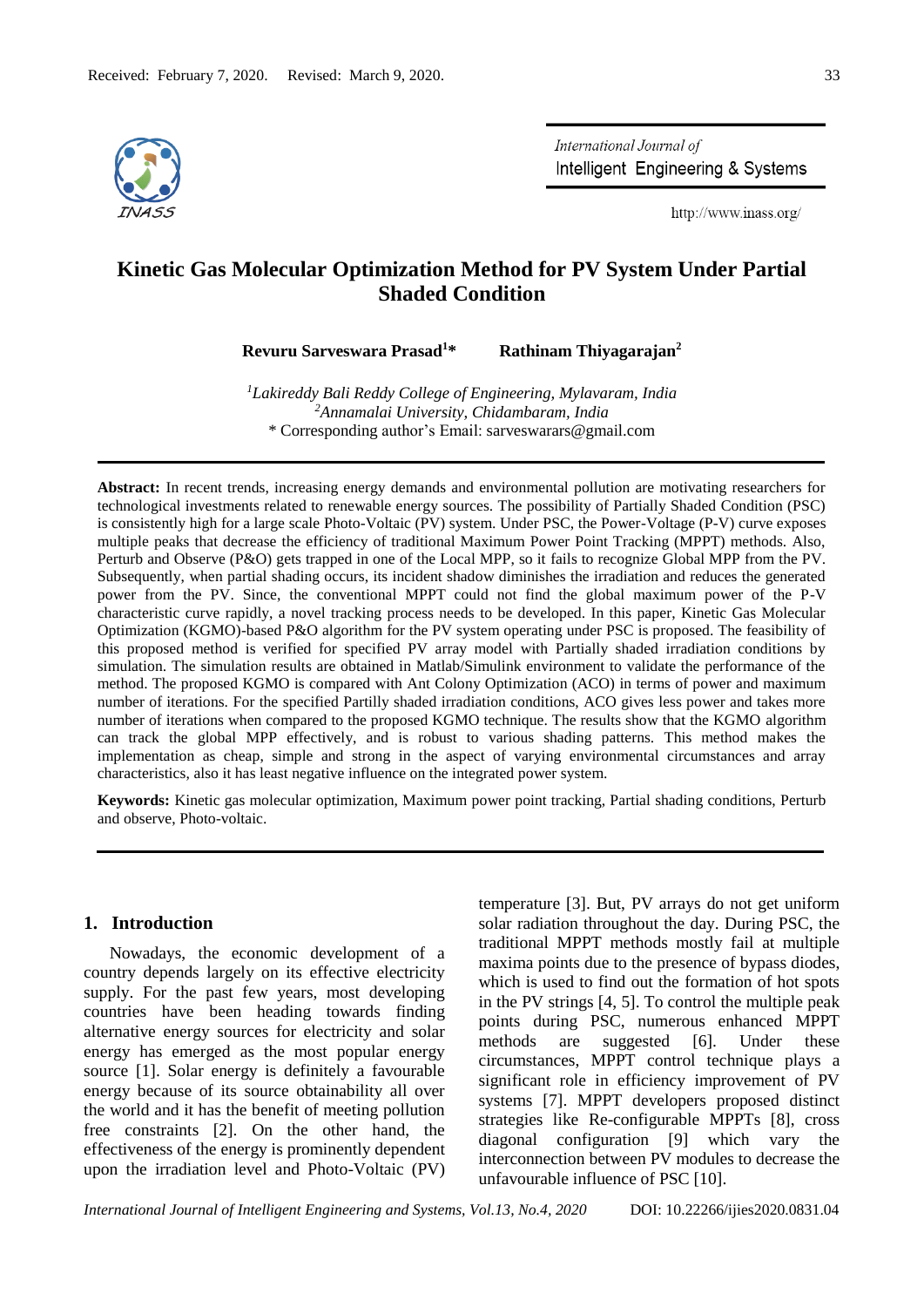Received: February 7, 2020. Revised: March 9, 2020.

# Kinetic Gas Molecular Optimization Method for PV System Under Partial Shaded Condition

**Revuru Sarveswara Prasad[1]*** **Rathinam Thiyagarajan[2]**

[1]*Lakireddy Bali Reddy College of Engineering, Mylavaram, India*
[2]*Annamalai University, Chidambaram, India*
* Corresponding author's Email: sarveswarars@gmail.com

**Abstract:** In recent trends, increasing energy demands and environmental pollution are motivating researchers for technological investments related to renewable energy sources. The possibility of Partially Shaded Condition (PSC) is consistently high for a large scale Photo-Voltaic (PV) system. Under PSC, the Power-Voltage (P-V) curve exposes multiple peaks that decrease the efficiency of traditional Maximum Power Point Tracking (MPPT) methods. Also, Perturb and Observe (P&O) gets trapped in one of the Local MPP, so it fails to recognize Global MPP from the PV. Subsequently, when partial shading occurs, its incident shadow diminishes the irradiation and reduces the generated power from the PV. Since, the conventional MPPT could not find the global maximum power of the P-V characteristic curve rapidly, a novel tracking process needs to be developed. In this paper, Kinetic Gas Molecular Optimization (KGMO)-based P&O algorithm for the PV system operating under PSC is proposed. The feasibility of this proposed method is verified for specified PV array model with Partially shaded irradiation conditions by simulation. The simulation results are obtained in Matlab/Simulink environment to validate the performance of the method. The proposed KGMO is compared with Ant Colony Optimization (ACO) in terms of power and maximum number of iterations. For the specified Partilly shaded irradiation conditions, ACO gives less power and takes more number of iterations when compared to the proposed KGMO technique. The results show that the KGMO algorithm can track the global MPP effectively, and is robust to various shading patterns. This method makes the implementation as cheap, simple and strong in the aspect of varying environmental circumstances and array characteristics, also it has least negative influence on the integrated power system.

**Keywords:** Kinetic gas molecular optimization, Maximum power point tracking, Partial shading conditions, Perturb and observe, Photo-voltaic.

## 1. Introduction

Nowadays, the economic development of a country depends largely on its effective electricity supply. For the past few years, most developing countries have been heading towards finding alternative energy sources for electricity and solar energy has emerged as the most popular energy source [1]. Solar energy is definitely a favourable energy because of its source obtainability all over the world and it has the benefit of meeting pollution free constraints [2]. On the other hand, the effectiveness of the energy is prominently dependent upon the irradiation level and Photo-Voltaic (PV) temperature [3]. But, PV arrays do not get uniform solar radiation throughout the day. During PSC, the traditional MPPT methods mostly fail at multiple maxima points due to the presence of bypass diodes, which is used to find out the formation of hot spots in the PV strings [4, 5]. To control the multiple peak points during PSC, numerous enhanced MPPT methods are suggested [6]. Under these circumstances, MPPT control technique plays a significant role in efficiency improvement of PV systems [7]. MPPT developers proposed distinct strategies like Re-configurable MPPTs [8], cross diagonal configuration [9] which vary the interconnection between PV modules to decrease the unfavourable influence of PSC [10].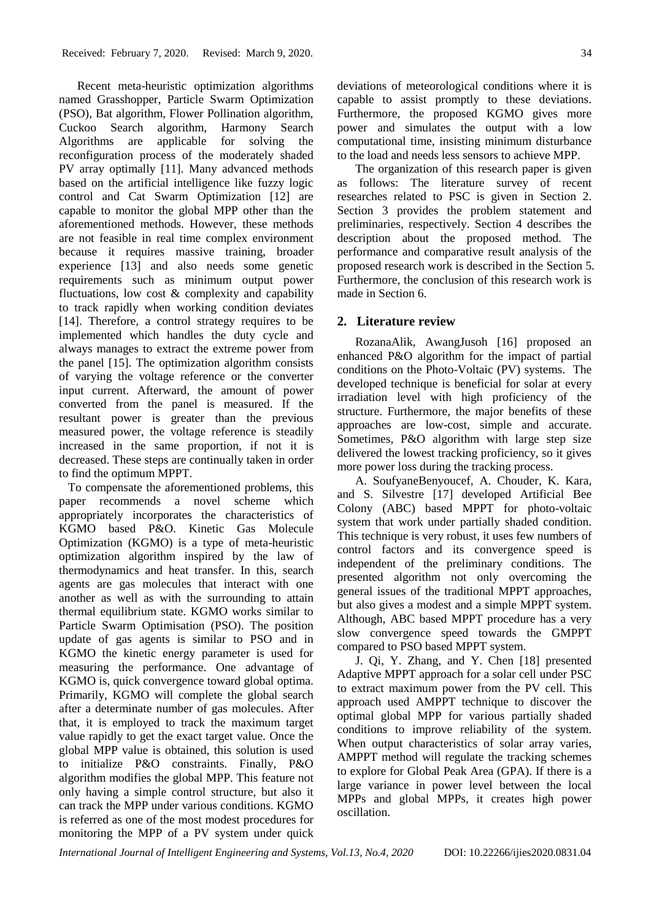Recent meta-heuristic optimization algorithms named Grasshopper, Particle Swarm Optimization (PSO), Bat algorithm, Flower Pollination algorithm, Cuckoo Search algorithm, Harmony Search Algorithms are applicable for solving the reconfiguration process of the moderately shaded PV array optimally [11]. Many advanced methods based on the artificial intelligence like fuzzy logic control and Cat Swarm Optimization [12] are capable to monitor the global MPP other than the aforementioned methods. However, these methods are not feasible in real time complex environment because it requires massive training, broader experience [13] and also needs some genetic requirements such as minimum output power fluctuations, low cost & complexity and capability to track rapidly when working condition deviates [14]. Therefore, a control strategy requires to be implemented which handles the duty cycle and always manages to extract the extreme power from the panel [15]. The optimization algorithm consists of varying the voltage reference or the converter input current. Afterward, the amount of power converted from the panel is measured. If the resultant power is greater than the previous measured power, the voltage reference is steadily increased in the same proportion, if not it is decreased. These steps are continually taken in order to find the optimum MPPT.

To compensate the aforementioned problems, this paper recommends a novel scheme which appropriately incorporates the characteristics of KGMO based P&O. Kinetic Gas Molecule Optimization (KGMO) is a type of meta-heuristic optimization algorithm inspired by the law of thermodynamics and heat transfer. In this, search agents are gas molecules that interact with one another as well as with the surrounding to attain thermal equilibrium state. KGMO works similar to Particle Swarm Optimisation (PSO). The position update of gas agents is similar to PSO and in KGMO the kinetic energy parameter is used for measuring the performance. One advantage of KGMO is, quick convergence toward global optima. Primarily, KGMO will complete the global search after a determinate number of gas molecules. After that, it is employed to track the maximum target value rapidly to get the exact target value. Once the global MPP value is obtained, this solution is used to initialize P&O constraints. Finally, P&O algorithm modifies the global MPP. This feature not only having a simple control structure, but also it can track the MPP under various conditions. KGMO is referred as one of the most modest procedures for monitoring the MPP of a PV system under quick deviations of meteorological conditions where it is capable to assist promptly to these deviations. Furthermore, the proposed KGMO gives more power and simulates the output with a low computational time, insisting minimum disturbance to the load and needs less sensors to achieve MPP.

The organization of this research paper is given as follows: The literature survey of recent researches related to PSC is given in Section 2. Section 3 provides the problem statement and preliminaries, respectively. Section 4 describes the description about the proposed method. The performance and comparative result analysis of the proposed research work is described in the Section 5. Furthermore, the conclusion of this research work is made in Section 6.

## 2. Literature review

RozanaAlik, AwangJusoh [16] proposed an enhanced P&O algorithm for the impact of partial conditions on the Photo-Voltaic (PV) systems. The developed technique is beneficial for solar at every irradiation level with high proficiency of the structure. Furthermore, the major benefits of these approaches are low-cost, simple and accurate. Sometimes, P&O algorithm with large step size delivered the lowest tracking proficiency, so it gives more power loss during the tracking process.

A. SoufyaneBenyoucef, A. Chouder, K. Kara, and S. Silvestre [17] developed Artificial Bee Colony (ABC) based MPPT for photo-voltaic system that work under partially shaded condition. This technique is very robust, it uses few numbers of control factors and its convergence speed is independent of the preliminary conditions. The presented algorithm not only overcoming the general issues of the traditional MPPT approaches, but also gives a modest and a simple MPPT system. Although, ABC based MPPT procedure has a very slow convergence speed towards the GMPPT compared to PSO based MPPT system.

J. Qi, Y. Zhang, and Y. Chen [18] presented Adaptive MPPT approach for a solar cell under PSC to extract maximum power from the PV cell. This approach used AMPPT technique to discover the optimal global MPP for various partially shaded conditions to improve reliability of the system. When output characteristics of solar array varies, AMPPT method will regulate the tracking schemes to explore for Global Peak Area (GPA). If there is a large variance in power level between the local MPPs and global MPPs, it creates high power oscillation.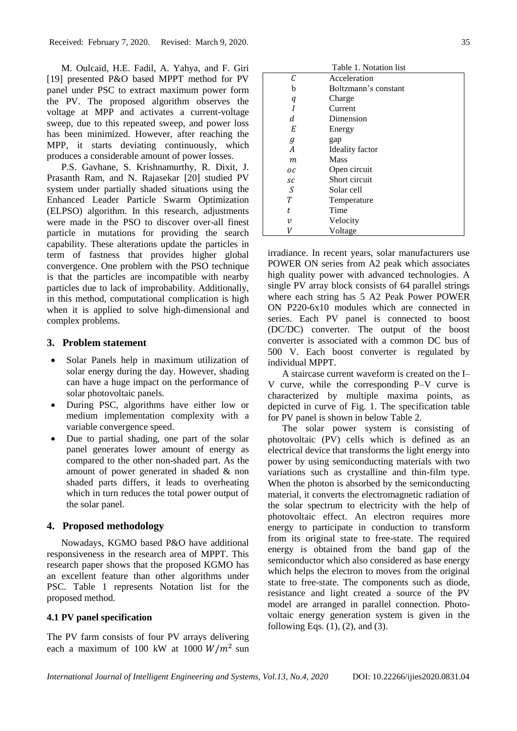M. Oulcaid, H.E. Fadil, A. Yahya, and F. Giri [19] presented P&O based MPPT method for PV panel under PSC to extract maximum power form the PV. The proposed algorithm observes the voltage at MPP and activates a current-voltage sweep, due to this repeated sweep, and power loss has been minimized. However, after reaching the MPP, it starts deviating continuously, which produces a considerable amount of power losses.

P.S. Gavhane, S. Krishnamurthy, R. Dixit, J. Prasanth Ram, and N. Rajasekar [20] studied PV system under partially shaded situations using the Enhanced Leader Particle Swarm Optimization (ELPSO) algorithm. In this research, adjustments were made in the PSO to discover over-all finest particle in mutations for providing the search capability. These alterations update the particles in term of fastness that provides higher global convergence. One problem with the PSO technique is that the particles are incompatible with nearby particles due to lack of improbability. Additionally, in this method, computational complication is high when it is applied to solve high-dimensional and complex problems.

## 3. Problem statement

- Solar Panels help in maximum utilization of solar energy during the day. However, shading can have a huge impact on the performance of solar photovoltaic panels.
- During PSC, algorithms have either low or medium implementation complexity with a variable convergence speed.
- Due to partial shading, one part of the solar panel generates lower amount of energy as compared to the other non-shaded part. As the amount of power generated in shaded & non shaded parts differs, it leads to overheating which in turn reduces the total power output of the solar panel.

## 4. Proposed methodology

Nowadays, KGMO based P&O have additional responsiveness in the research area of MPPT. This research paper shows that the proposed KGMO has an excellent feature than other algorithms under PSC. Table 1 represents Notation list for the proposed method.

### 4.1 PV panel specification

The PV farm consists of four PV arrays delivering each a maximum of 100 kW at 1000 $W/m^2$ sun irradiance. In recent years, solar manufacturers use POWER ON series from A2 peak which associates high quality power with advanced technologies. A single PV array block consists of 64 parallel strings where each string has 5 A2 Peak Power POWER ON P220-6x10 modules which are connected in series. Each PV panel is connected to boost (DC/DC) converter. The output of the boost converter is associated with a common DC bus of 500 V. Each boost converter is regulated by individual MPPT.

Table 1. Notation list

| Symbol | Description |
|---|---|
| $C$ | Acceleration |
| b | Boltzmann's constant |
| $q$ | Charge |
| $I$ | Current |
| $d$ | Dimension |
| $E$ | Energy |
| $g$ | gap |
| $A$ | Ideality factor |
| $m$ | Mass |
| $oc$ | Open circuit |
| $sc$ | Short circuit |
| $S$ | Solar cell |
| $T$ | Temperature |
| $t$ | Time |
| $v$ | Velocity |
| $V$ | Voltage |

A staircase current waveform is created on the I–V curve, while the corresponding P–V curve is characterized by multiple maxima points, as depicted in curve of Fig. 1. The specification table for PV panel is shown in below Table 2.

The solar power system is consisting of photovoltaic (PV) cells which is defined as an electrical device that transforms the light energy into power by using semiconducting materials with two variations such as crystalline and thin-film type. When the photon is absorbed by the semiconducting material, it converts the electromagnetic radiation of the solar spectrum to electricity with the help of photovoltaic effect. An electron requires more energy to participate in conduction to transform from its original state to free-state. The required energy is obtained from the band gap of the semiconductor which also considered as base energy which helps the electron to moves from the original state to free-state. The components such as diode, resistance and light created a source of the PV model are arranged in parallel connection. Photo-voltaic energy generation system is given in the following Eqs. (1), (2), and (3).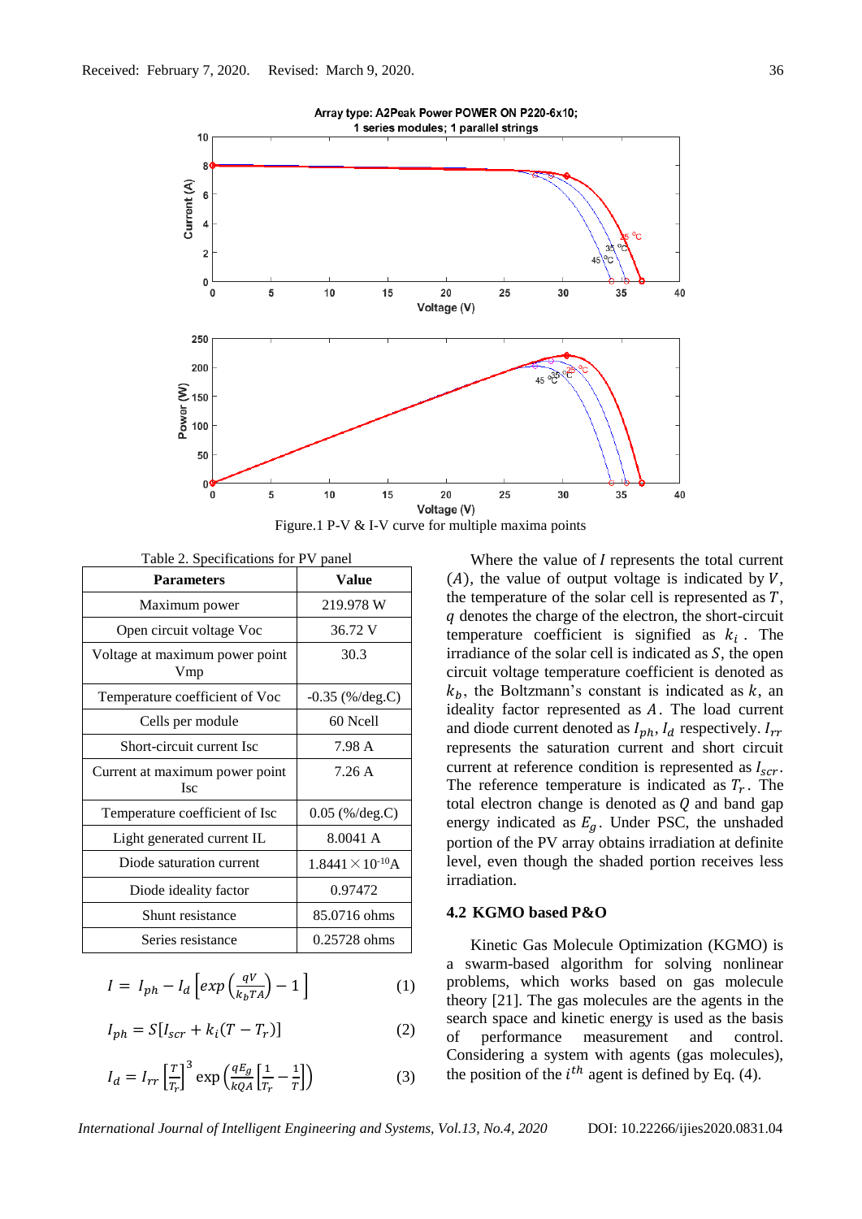Figure.1 P-V & I-V curve for multiple maxima points

Table 2. Specifications for PV panel

| Parameters | Value |
|---|---|
| Maximum power | 219.978 W |
| Open circuit voltage Voc | 36.72 V |
| Voltage at maximum power point Vmp | 30.3 |
| Temperature coefficient of Voc | -0.35 (%/deg.C) |
| Cells per module | 60 Ncell |
| Short-circuit current Isc | 7.98 A |
| Current at maximum power point Isc | 7.26 A |
| Temperature coefficient of Isc | 0.05 (%/deg.C) |
| Light generated current IL | 8.0041 A |
| Diode saturation current | 1.8441 × 10^-10^A |
| Diode ideality factor | 0.97472 |
| Shunt resistance | 85.0716 ohms |
| Series resistance | 0.25728 ohms |

$$I = I_{ph} - I_d \left[ exp\left(\frac{qV}{k_b T A}\right) - 1 \right] \quad (1)$$

$$I_{ph} = S[I_{scr} + k_i(T - T_r)] \quad (2)$$

$$I_d = I_{rr} \left[\frac{T}{T_r}\right]^3 \exp\left(\frac{qE_g}{kQA}\left[\frac{1}{T_r} - \frac{1}{T}\right]\right) \quad (3)$$

Where the value of $I$ represents the total current $(A)$, the value of output voltage is indicated by $V$, the temperature of the solar cell is represented as $T$, $q$ denotes the charge of the electron, the short-circuit temperature coefficient is signified as $k_i$. The irradiance of the solar cell is indicated as $S$, the open circuit voltage temperature coefficient is denoted as $k_b$, the Boltzmann's constant is indicated as $k$, an ideality factor represented as $A$. The load current and diode current denoted as $I_{ph}$, $I_d$ respectively. $I_{rr}$ represents the saturation current and short circuit current at reference condition is represented as $I_{scr}$. The reference temperature is indicated as $T_r$. The total electron change is denoted as $Q$ and band gap energy indicated as $E_g$. Under PSC, the unshaded portion of the PV array obtains irradiation at definite level, even though the shaded portion receives less irradiation.

### 4.2 KGMO based P&O

Kinetic Gas Molecule Optimization (KGMO) is a swarm-based algorithm for solving nonlinear problems, which works based on gas molecule theory [21]. The gas molecules are the agents in the search space and kinetic energy is used as the basis of performance measurement and control. Considering a system with agents (gas molecules), the position of the $i^{th}$ agent is defined by Eq. (4).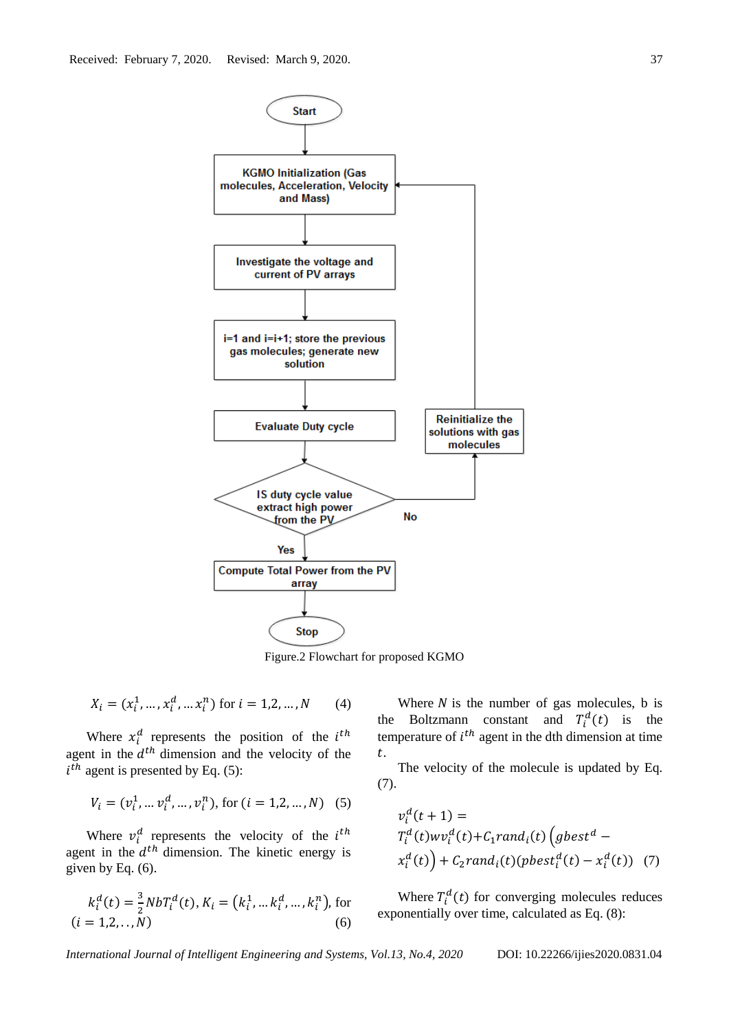Figure.2 Flowchart for proposed KGMO

$$X_i = (x_i^1, \dots, x_i^d, \dots x_i^n) \text{ for } i = 1,2, \dots, N \quad (4)$$

Where $x_i^d$ represents the position of the $i^{th}$ agent in the $d^{th}$ dimension and the velocity of the $i^{th}$ agent is presented by Eq. (5):

$$V_i = (v_i^1, \dots v_i^d, \dots, v_i^n), \text{ for } (i = 1,2, \dots, N) \quad (5)$$

Where $v_i^d$ represents the velocity of the $i^{th}$ agent in the $d^{th}$ dimension. The kinetic energy is given by Eq. (6).

$$k_i^d(t) = \frac{3}{2} N b T_i^d(t), K_i = \left(k_i^1, \dots k_i^d, \dots, k_i^n\right), \text{ for } (i = 1,2,\dots, N) \quad (6)$$

Where $N$ is the number of gas molecules, b is the Boltzmann constant and $T_i^d(t)$ is the temperature of $i^{th}$ agent in the dth dimension at time $t$.

The velocity of the molecule is updated by Eq. (7).

$$v_i^d(t+1) = T_i^d(t) w v_i^d(t) + C_1 rand_i(t)\left(gbest^d - x_i^d(t)\right) + C_2 rand_i(t)(pbest_i^d(t) - x_i^d(t)) \quad (7)$$

Where $T_i^d(t)$ for converging molecules reduces exponentially over time, calculated as Eq. (8):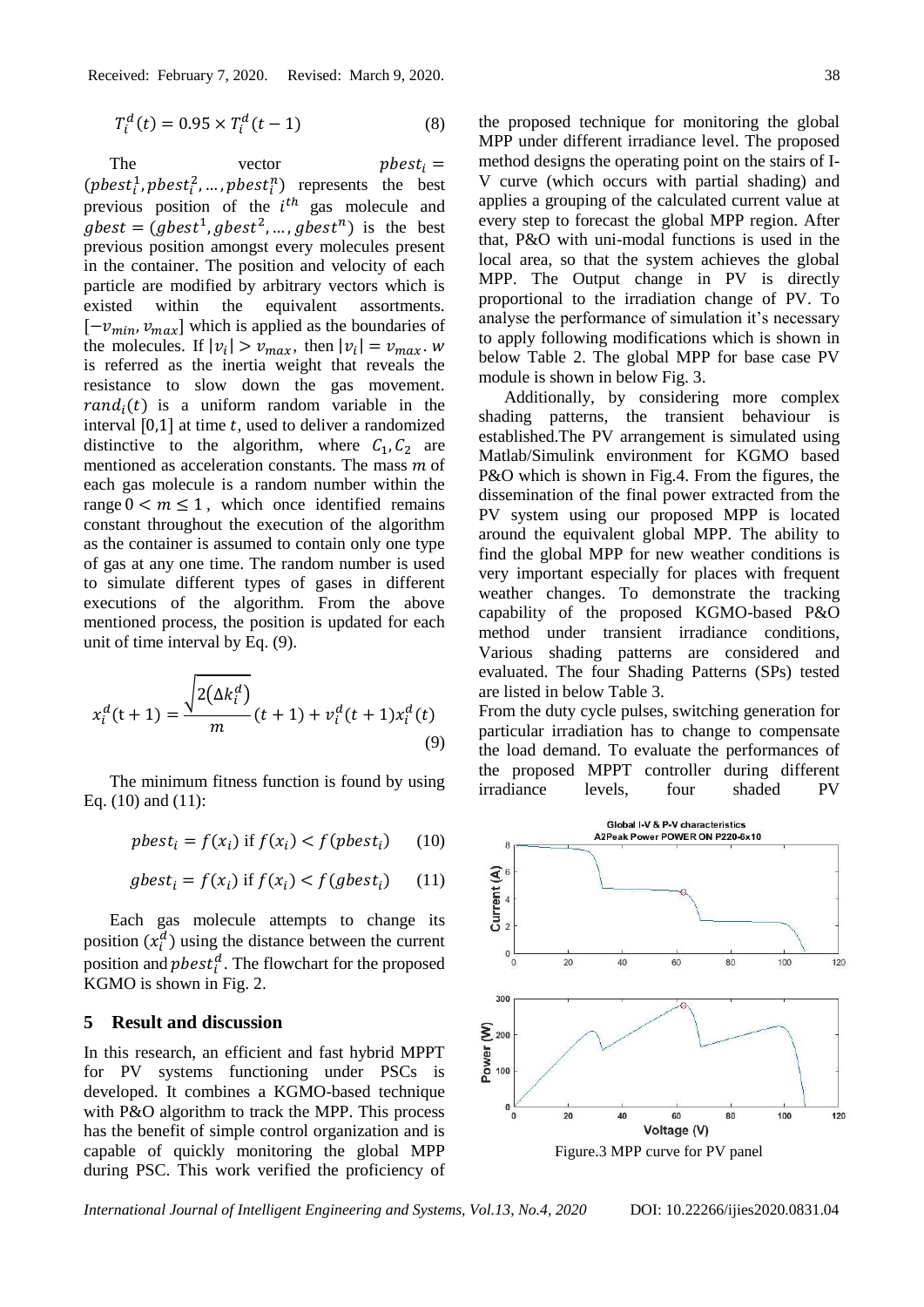$$T_i^d(t) = 0.95 \times T_i^d(t-1) \quad (8)$$

The vector $pbest_i = (pbest_i^1, pbest_i^2, \ldots, pbest_i^n)$ represents the best previous position of the $i^{th}$ gas molecule and $gbest = (gbest^1, gbest^2, \ldots, gbest^n)$ is the best previous position amongst every molecules present in the container. The position and velocity of each particle are modified by arbitrary vectors which is existed within the equivalent assortments. $[-v_{min}, v_{max}]$ which is applied as the boundaries of the molecules. If $|v_i| > v_{max}$, then $|v_i| = v_{max}$. $w$ is referred as the inertia weight that reveals the resistance to slow down the gas movement. $rand_i(t)$ is a uniform random variable in the interval [0,1] at time $t$, used to deliver a randomized distinctive to the algorithm, where $C_1, C_2$ are mentioned as acceleration constants. The mass $m$ of each gas molecule is a random number within the range $0 < m \leq 1$, which once identified remains constant throughout the execution of the algorithm as the container is assumed to contain only one type of gas at any one time. The random number is used to simulate different types of gases in different executions of the algorithm. From the above mentioned process, the position is updated for each unit of time interval by Eq. (9).

$$x_i^d(\mathrm{t}+1) = \frac{\sqrt{2(\Delta k_i^d)}}{m}(t+1) + v_i^d(t+1)x_i^d(t) \quad (9)$$

The minimum fitness function is found by using Eq. (10) and (11):

$$pbest_i = f(x_i) \text{ if } f(x_i) < f(pbest_i) \quad (10)$$

$$gbest_i = f(x_i) \text{ if } f(x_i) < f(gbest_i) \quad (11)$$

Each gas molecule attempts to change its position ($x_i^d$) using the distance between the current position and $pbest_i^d$. The flowchart for the proposed KGMO is shown in Fig. 2.

## 5 Result and discussion

In this research, an efficient and fast hybrid MPPT for PV systems functioning under PSCs is developed. It combines a KGMO-based technique with P&O algorithm to track the MPP. This process has the benefit of simple control organization and is capable of quickly monitoring the global MPP during PSC. This work verified the proficiency of the proposed technique for monitoring the global MPP under different irradiance level. The proposed method designs the operating point on the stairs of I-V curve (which occurs with partial shading) and applies a grouping of the calculated current value at every step to forecast the global MPP region. After that, P&O with uni-modal functions is used in the local area, so that the system achieves the global MPP. The Output change in PV is directly proportional to the irradiation change of PV. To analyse the performance of simulation it's necessary to apply following modifications which is shown in below Table 2. The global MPP for base case PV module is shown in below Fig. 3.

Additionally, by considering more complex shading patterns, the transient behaviour is established.The PV arrangement is simulated using Matlab/Simulink environment for KGMO based P&O which is shown in Fig.4. From the figures, the dissemination of the final power extracted from the PV system using our proposed MPP is located around the equivalent global MPP. The ability to find the global MPP for new weather conditions is very important especially for places with frequent weather changes. To demonstrate the tracking capability of the proposed KGMO-based P&O method under transient irradiance conditions, Various shading patterns are considered and evaluated. The four Shading Patterns (SPs) tested are listed in below Table 3.

From the duty cycle pulses, switching generation for particular irradiation has to change to compensate the load demand. To evaluate the performances of the proposed MPPT controller during different irradiance levels, four shaded PV

Figure.3 MPP curve for PV panel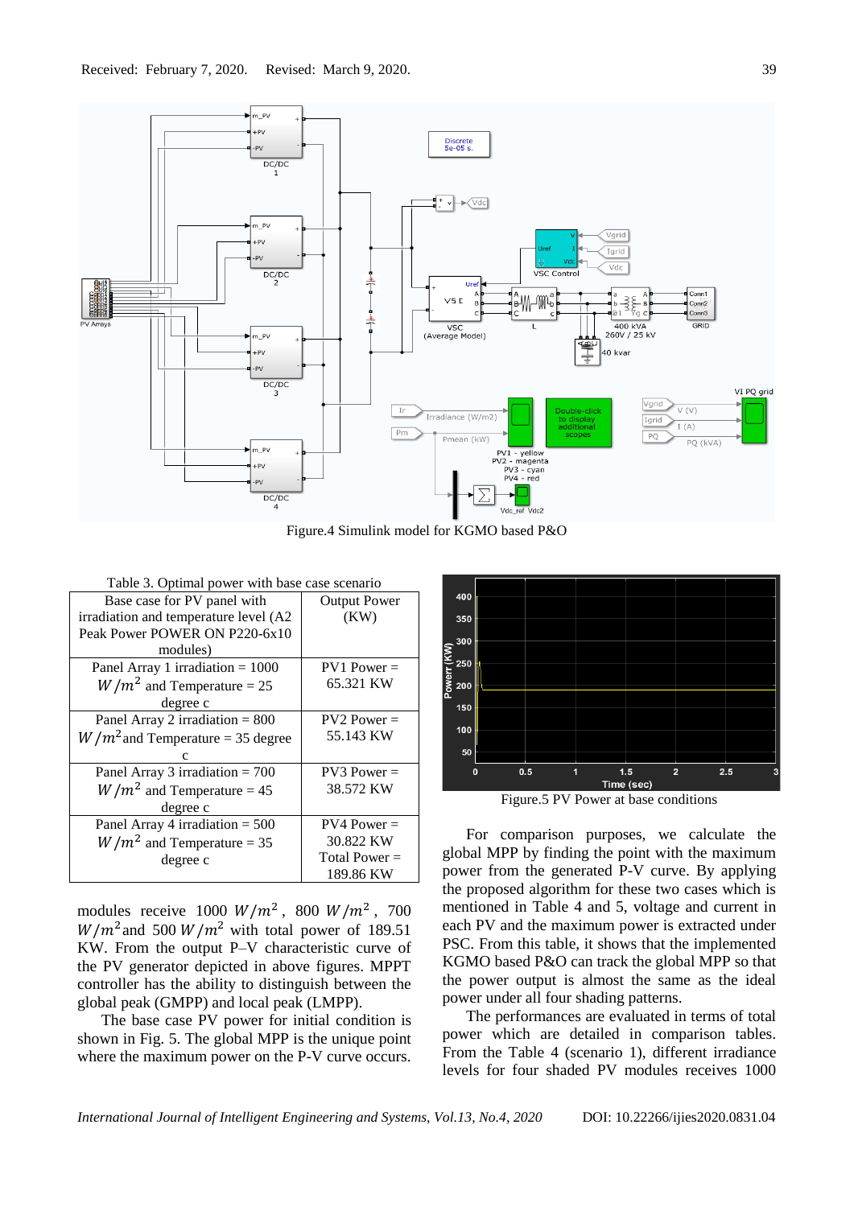Received: February 7, 2020. Revised: March 9, 2020.

Figure.4 Simulink model for KGMO based P&O

Table 3. Optimal power with base case scenario

| Base case for PV panel with irradiation and temperature level (A2 Peak Power POWER ON P220-6x10 modules) | Output Power (KW) |
|---|---|
| Panel Array 1 irradiation = 1000 $W/m^2$ and Temperature = 25 degree c | PV1 Power = 65.321 KW |
| Panel Array 2 irradiation = 800 $W/m^2$ and Temperature = 35 degree c | PV2 Power = 55.143 KW |
| Panel Array 3 irradiation = 700 $W/m^2$ and Temperature = 45 degree c | PV3 Power = 38.572 KW |
| Panel Array 4 irradiation = 500 $W/m^2$ and Temperature = 35 degree c | PV4 Power = 30.822 KW Total Power = 189.86 KW |

modules receive 1000 $W/m^2$, 800 $W/m^2$, 700 $W/m^2$ and 500 $W/m^2$ with total power of 189.51 KW. From the output P–V characteristic curve of the PV generator depicted in above figures. MPPT controller has the ability to distinguish between the global peak (GMPP) and local peak (LMPP).

The base case PV power for initial condition is shown in Fig. 5. The global MPP is the unique point where the maximum power on the P-V curve occurs.

Figure.5 PV Power at base conditions

For comparison purposes, we calculate the global MPP by finding the point with the maximum power from the generated P-V curve. By applying the proposed algorithm for these two cases which is mentioned in Table 4 and 5, voltage and current in each PV and the maximum power is extracted under PSC. From this table, it shows that the implemented KGMO based P&O can track the global MPP so that the power output is almost the same as the ideal power under all four shading patterns.

The performances are evaluated in terms of total power which are detailed in comparison tables. From the Table 4 (scenario 1), different irradiance levels for four shaded PV modules receives 1000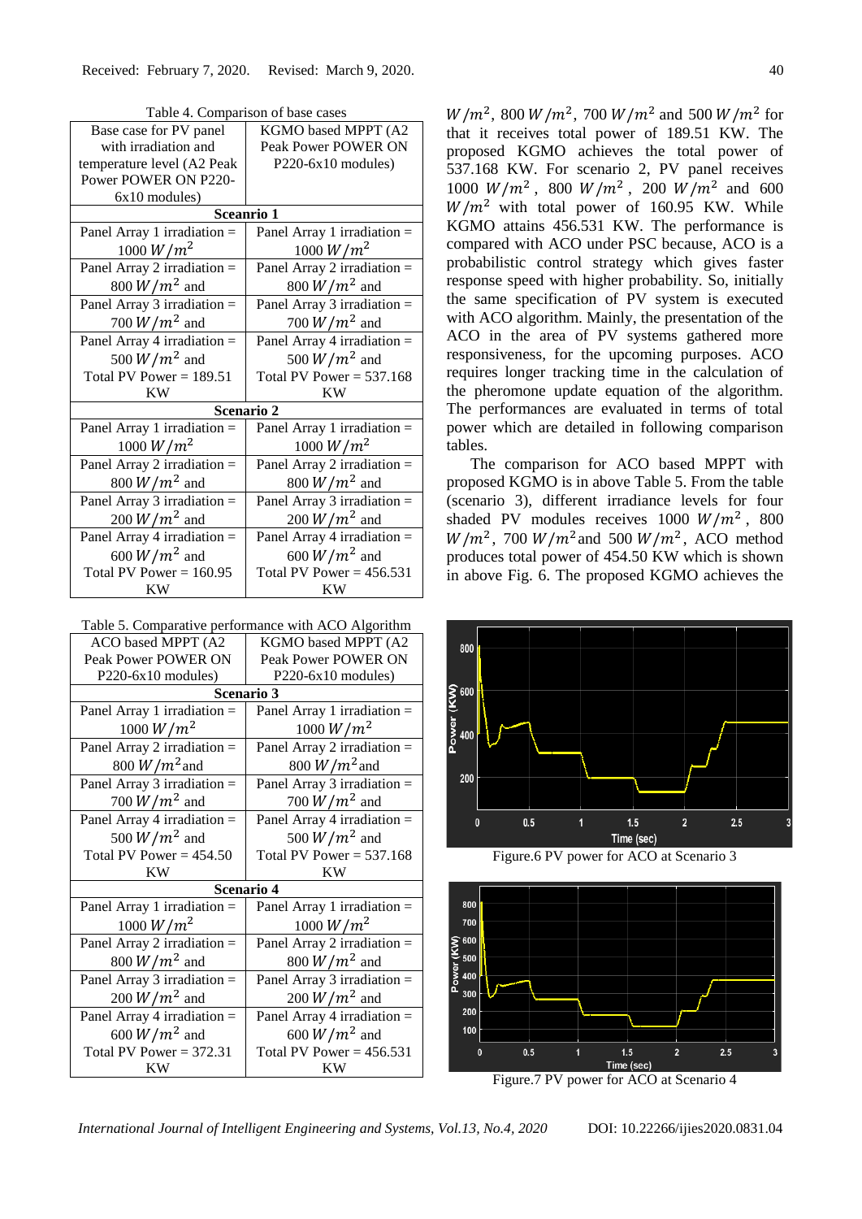Received: February 7, 2020. Revised: March 9, 2020.

Table 4. Comparison of base cases

| Base case for PV panel with irradiation and temperature level (A2 Peak Power POWER ON P220-6x10 modules) | KGMO based MPPT (A2 Peak Power POWER ON P220-6x10 modules) |
|---|---|
| **Sceanrio 1** | |
| Panel Array 1 irradiation = 1000 $W/m^2$ | Panel Array 1 irradiation = 1000 $W/m^2$ |
| Panel Array 2 irradiation = 800 $W/m^2$ and | Panel Array 2 irradiation = 800 $W/m^2$ and |
| Panel Array 3 irradiation = 700 $W/m^2$ and | Panel Array 3 irradiation = 700 $W/m^2$ and |
| Panel Array 4 irradiation = 500 $W/m^2$ and Total PV Power = 189.51 KW | Panel Array 4 irradiation = 500 $W/m^2$ and Total PV Power = 537.168 KW |
| **Scenario 2** | |
| Panel Array 1 irradiation = 1000 $W/m^2$ | Panel Array 1 irradiation = 1000 $W/m^2$ |
| Panel Array 2 irradiation = 800 $W/m^2$ and | Panel Array 2 irradiation = 800 $W/m^2$ and |
| Panel Array 3 irradiation = 200 $W/m^2$ and | Panel Array 3 irradiation = 200 $W/m^2$ and |
| Panel Array 4 irradiation = 600 $W/m^2$ and Total PV Power = 160.95 KW | Panel Array 4 irradiation = 600 $W/m^2$ and Total PV Power = 456.531 KW |

Table 5. Comparative performance with ACO Algorithm

| ACO based MPPT (A2 Peak Power POWER ON P220-6x10 modules) | KGMO based MPPT (A2 Peak Power POWER ON P220-6x10 modules) |
|---|---|
| **Scenario 3** | |
| Panel Array 1 irradiation = 1000 $W/m^2$ | Panel Array 1 irradiation = 1000 $W/m^2$ |
| Panel Array 2 irradiation = 800 $W/m^2$and | Panel Array 2 irradiation = 800 $W/m^2$and |
| Panel Array 3 irradiation = 700 $W/m^2$ and | Panel Array 3 irradiation = 700 $W/m^2$ and |
| Panel Array 4 irradiation = 500 $W/m^2$ and Total PV Power = 454.50 KW | Panel Array 4 irradiation = 500 $W/m^2$ and Total PV Power = 537.168 KW |
| **Scenario 4** | |
| Panel Array 1 irradiation = 1000 $W/m^2$ | Panel Array 1 irradiation = 1000 $W/m^2$ |
| Panel Array 2 irradiation = 800 $W/m^2$ and | Panel Array 2 irradiation = 800 $W/m^2$ and |
| Panel Array 3 irradiation = 200 $W/m^2$ and | Panel Array 3 irradiation = 200 $W/m^2$ and |
| Panel Array 4 irradiation = 600 $W/m^2$ and Total PV Power = 372.31 KW | Panel Array 4 irradiation = 600 $W/m^2$ and Total PV Power = 456.531 KW |

$W/m^2$, 800 $W/m^2$, 700 $W/m^2$ and 500 $W/m^2$ for that it receives total power of 189.51 KW. The proposed KGMO achieves the total power of 537.168 KW. For scenario 2, PV panel receives 1000 $W/m^2$, 800 $W/m^2$, 200 $W/m^2$ and 600 $W/m^2$ with total power of 160.95 KW. While KGMO attains 456.531 KW. The performance is compared with ACO under PSC because, ACO is a probabilistic control strategy which gives faster response speed with higher probability. So, initially the same specification of PV system is executed with ACO algorithm. Mainly, the presentation of the ACO in the area of PV systems gathered more responsiveness, for the upcoming purposes. ACO requires longer tracking time in the calculation of the pheromone update equation of the algorithm. The performances are evaluated in terms of total power which are detailed in following comparison tables.

The comparison for ACO based MPPT with proposed KGMO is in above Table 5. From the table (scenario 3), different irradiance levels for four shaded PV modules receives 1000 $W/m^2$, 800 $W/m^2$, 700 $W/m^2$and 500 $W/m^2$, ACO method produces total power of 454.50 KW which is shown in above Fig. 6. The proposed KGMO achieves the

Figure.6 PV power for ACO at Scenario 3

Figure.7 PV power for ACO at Scenario 4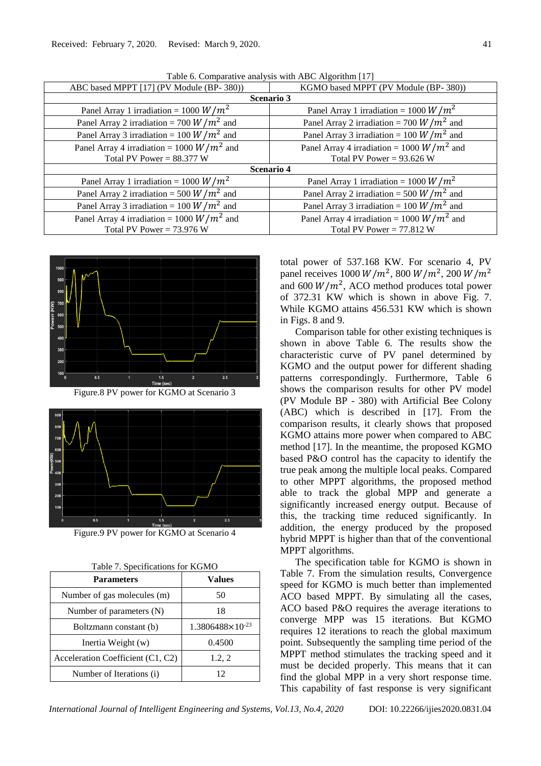Table 6. Comparative analysis with ABC Algorithm [17]

| ABC based MPPT [17] (PV Module (BP- 380)) | KGMO based MPPT (PV Module (BP- 380)) |
|---|---|
| **Scenario 3** | |
| Panel Array 1 irradiation = 1000 $W/m^2$ | Panel Array 1 irradiation = 1000 $W/m^2$ |
| Panel Array 2 irradiation = 700 $W/m^2$ and | Panel Array 2 irradiation = 700 $W/m^2$ and |
| Panel Array 3 irradiation = 100 $W/m^2$ and | Panel Array 3 irradiation = 100 $W/m^2$ and |
| Panel Array 4 irradiation = 1000 $W/m^2$ and Total PV Power = 88.377 W | Panel Array 4 irradiation = 1000 $W/m^2$ and Total PV Power = 93.626 W |
| **Scenario 4** | |
| Panel Array 1 irradiation = 1000 $W/m^2$ | Panel Array 1 irradiation = 1000 $W/m^2$ |
| Panel Array 2 irradiation = 500 $W/m^2$ and | Panel Array 2 irradiation = 500 $W/m^2$ and |
| Panel Array 3 irradiation = 100 $W/m^2$ and | Panel Array 3 irradiation = 100 $W/m^2$ and |
| Panel Array 4 irradiation = 1000 $W/m^2$ and Total PV Power = 73.976 W | Panel Array 4 irradiation = 1000 $W/m^2$ and Total PV Power = 77.812 W |

Figure.8 PV power for KGMO at Scenario 3

Figure.9 PV power for KGMO at Scenario 4

Table 7. Specifications for KGMO

| Parameters | Values |
|---|---|
| Number of gas molecules (m) | 50 |
| Number of parameters (N) | 18 |
| Boltzmann constant (b) | $1.3806488\times10^{-23}$ |
| Inertia Weight (w) | 0.4500 |
| Acceleration Coefficient (C1, C2) | 1.2, 2 |
| Number of Iterations (i) | 12 |

total power of 537.168 KW. For scenario 4, PV panel receives 1000 $W/m^2$, 800 $W/m^2$, 200 $W/m^2$ and 600 $W/m^2$, ACO method produces total power of 372.31 KW which is shown in above Fig. 7. While KGMO attains 456.531 KW which is shown in Figs. 8 and 9.

Comparison table for other existing techniques is shown in above Table 6. The results show the characteristic curve of PV panel determined by KGMO and the output power for different shading patterns correspondingly. Furthermore, Table 6 shows the comparison results for other PV model (PV Module BP - 380) with Artificial Bee Colony (ABC) which is described in [17]. From the comparison results, it clearly shows that proposed KGMO attains more power when compared to ABC method [17]. In the meantime, the proposed KGMO based P&O control has the capacity to identify the true peak among the multiple local peaks. Compared to other MPPT algorithms, the proposed method able to track the global MPP and generate a significantly increased energy output. Because of this, the tracking time reduced significantly. In addition, the energy produced by the proposed hybrid MPPT is higher than that of the conventional MPPT algorithms.

The specification table for KGMO is shown in Table 7. From the simulation results, Convergence speed for KGMO is much better than implemented ACO based MPPT. By simulating all the cases, ACO based P&O requires the average iterations to converge MPP was 15 iterations. But KGMO requires 12 iterations to reach the global maximum point. Subsequently the sampling time period of the MPPT method stimulates the tracking speed and it must be decided properly. This means that it can find the global MPP in a very short response time. This capability of fast response is very significant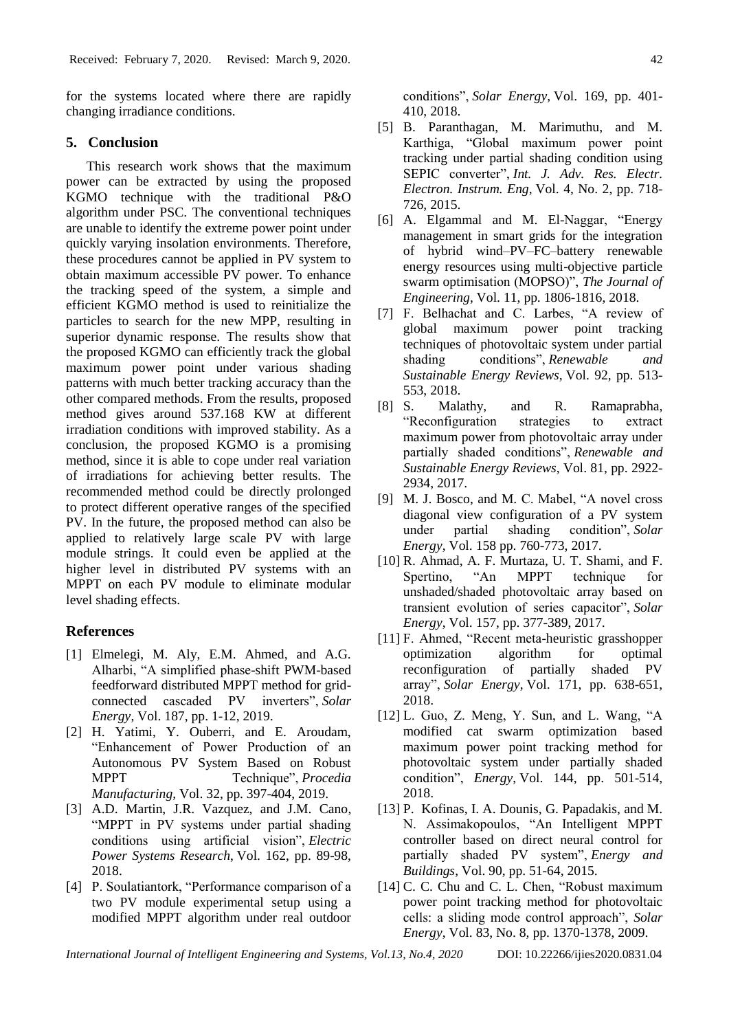for the systems located where there are rapidly changing irradiance conditions.

## 5. Conclusion

This research work shows that the maximum power can be extracted by using the proposed KGMO technique with the traditional P&O algorithm under PSC. The conventional techniques are unable to identify the extreme power point under quickly varying insolation environments. Therefore, these procedures cannot be applied in PV system to obtain maximum accessible PV power. To enhance the tracking speed of the system, a simple and efficient KGMO method is used to reinitialize the particles to search for the new MPP, resulting in superior dynamic response. The results show that the proposed KGMO can efficiently track the global maximum power point under various shading patterns with much better tracking accuracy than the other compared methods. From the results, proposed method gives around 537.168 KW at different irradiation conditions with improved stability. As a conclusion, the proposed KGMO is a promising method, since it is able to cope under real variation of irradiations for achieving better results. The recommended method could be directly prolonged to protect different operative ranges of the specified PV. In the future, the proposed method can also be applied to relatively large scale PV with large module strings. It could even be applied at the higher level in distributed PV systems with an MPPT on each PV module to eliminate modular level shading effects.

## References

[1] Elmelegi, M. Aly, E.M. Ahmed, and A.G. Alharbi, "A simplified phase-shift PWM-based feedforward distributed MPPT method for grid-connected cascaded PV inverters", *Solar Energy*, Vol. 187, pp. 1-12, 2019.

[2] H. Yatimi, Y. Ouberri, and E. Aroudam, "Enhancement of Power Production of an Autonomous PV System Based on Robust MPPT Technique", *Procedia Manufacturing*, Vol. 32, pp. 397-404, 2019.

[3] A.D. Martin, J.R. Vazquez, and J.M. Cano, "MPPT in PV systems under partial shading conditions using artificial vision", *Electric Power Systems Research*, Vol. 162, pp. 89-98, 2018.

[4] P. Soulatiantork, "Performance comparison of a two PV module experimental setup using a modified MPPT algorithm under real outdoor conditions", *Solar Energy*, Vol. 169, pp. 401-410, 2018.

[5] B. Paranthagan, M. Marimuthu, and M. Karthiga, "Global maximum power point tracking under partial shading condition using SEPIC converter", *Int. J. Adv. Res. Electr. Electron. Instrum. Eng*, Vol. 4, No. 2, pp. 718-726, 2015.

[6] A. Elgammal and M. El-Naggar, "Energy management in smart grids for the integration of hybrid wind–PV–FC–battery renewable energy resources using multi-objective particle swarm optimisation (MOPSO)", *The Journal of Engineering*, Vol. 11, pp. 1806-1816, 2018.

[7] F. Belhachat and C. Larbes, "A review of global maximum power point tracking techniques of photovoltaic system under partial shading conditions", *Renewable and Sustainable Energy Reviews*, Vol. 92, pp. 513-553, 2018.

[8] S. Malathy, and R. Ramaprabha, "Reconfiguration strategies to extract maximum power from photovoltaic array under partially shaded conditions", *Renewable and Sustainable Energy Reviews*, Vol. 81, pp. 2922-2934, 2017.

[9] M. J. Bosco, and M. C. Mabel, "A novel cross diagonal view configuration of a PV system under partial shading condition", *Solar Energy*, Vol. 158 pp. 760-773, 2017.

[10] R. Ahmad, A. F. Murtaza, U. T. Shami, and F. Spertino, "An MPPT technique for unshaded/shaded photovoltaic array based on transient evolution of series capacitor", *Solar Energy*, Vol. 157, pp. 377-389, 2017.

[11] F. Ahmed, "Recent meta-heuristic grasshopper optimization algorithm for optimal reconfiguration of partially shaded PV array", *Solar Energy*, Vol. 171, pp. 638-651, 2018.

[12] L. Guo, Z. Meng, Y. Sun, and L. Wang, "A modified cat swarm optimization based maximum power point tracking method for photovoltaic system under partially shaded condition", *Energy*, Vol. 144, pp. 501-514, 2018.

[13] P. Kofinas, I. A. Dounis, G. Papadakis, and M. N. Assimakopoulos, "An Intelligent MPPT controller based on direct neural control for partially shaded PV system", *Energy and Buildings*, Vol. 90, pp. 51-64, 2015.

[14] C. C. Chu and C. L. Chen, "Robust maximum power point tracking method for photovoltaic cells: a sliding mode control approach", *Solar Energy*, Vol. 83, No. 8, pp. 1370-1378, 2009.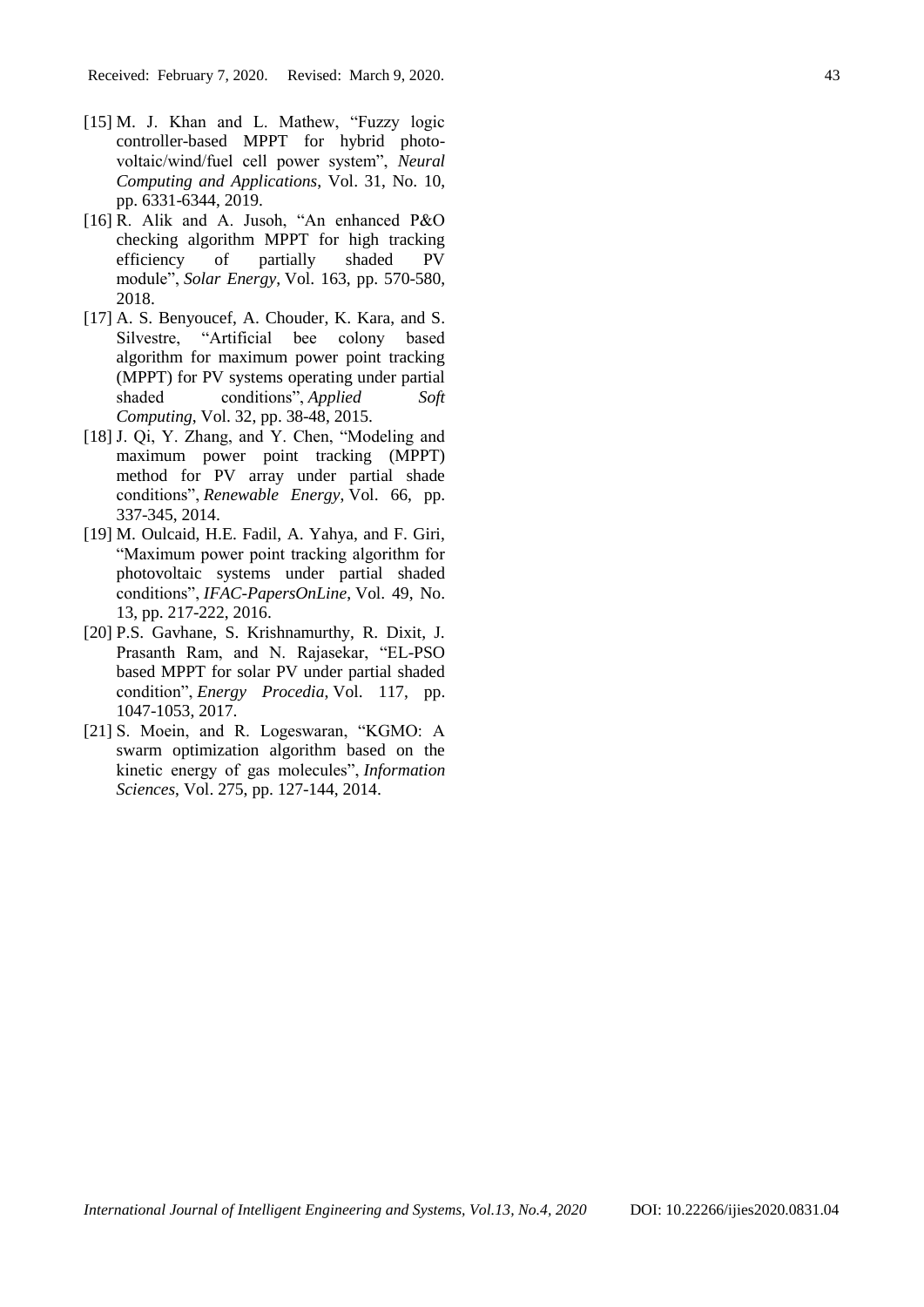[15] M. J. Khan and L. Mathew, "Fuzzy logic controller-based MPPT for hybrid photo-voltaic/wind/fuel cell power system", *Neural Computing and Applications*, Vol. 31, No. 10, pp. 6331-6344, 2019.

[16] R. Alik and A. Jusoh, "An enhanced P&O checking algorithm MPPT for high tracking efficiency of partially shaded PV module", *Solar Energy*, Vol. 163, pp. 570-580, 2018.

[17] A. S. Benyoucef, A. Chouder, K. Kara, and S. Silvestre, "Artificial bee colony based algorithm for maximum power point tracking (MPPT) for PV systems operating under partial shaded conditions", *Applied Soft Computing*, Vol. 32, pp. 38-48, 2015.

[18] J. Qi, Y. Zhang, and Y. Chen, "Modeling and maximum power point tracking (MPPT) method for PV array under partial shade conditions", *Renewable Energy*, Vol. 66, pp. 337-345, 2014.

[19] M. Oulcaid, H.E. Fadil, A. Yahya, and F. Giri, "Maximum power point tracking algorithm for photovoltaic systems under partial shaded conditions", *IFAC-PapersOnLine*, Vol. 49, No. 13, pp. 217-222, 2016.

[20] P.S. Gavhane, S. Krishnamurthy, R. Dixit, J. Prasanth Ram, and N. Rajasekar, "EL-PSO based MPPT for solar PV under partial shaded condition", *Energy Procedia*, Vol. 117, pp. 1047-1053, 2017.

[21] S. Moein, and R. Logeswaran, "KGMO: A swarm optimization algorithm based on the kinetic energy of gas molecules", *Information Sciences*, Vol. 275, pp. 127-144, 2014.